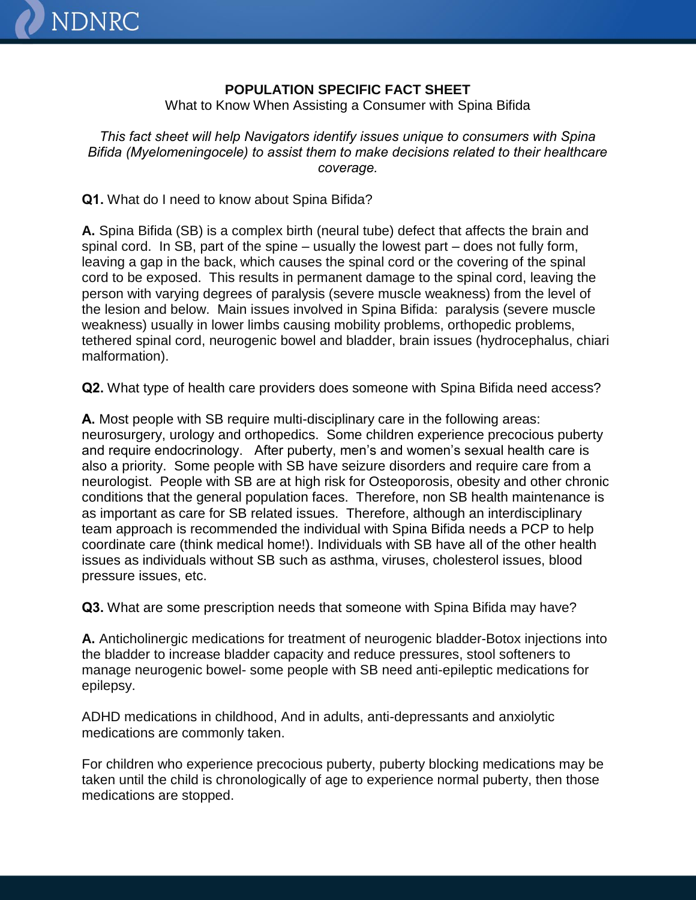**POPULATION SPECIFIC FACT SHEET**

What to Know When Assisting a Consumer with Spina Bifida

*This fact sheet will help Navigators identify issues unique to consumers with Spina Bifida (Myelomeningocele) to assist them to make decisions related to their healthcare coverage.*

**Q1.** What do I need to know about Spina Bifida?

**A.** Spina Bifida (SB) is a complex birth (neural tube) defect that affects the brain and spinal cord. In SB, part of the spine – usually the lowest part – does not fully form, leaving a gap in the back, which causes the spinal cord or the covering of the spinal cord to be exposed. This results in permanent damage to the spinal cord, leaving the person with varying degrees of paralysis (severe muscle weakness) from the level of the lesion and below. Main issues involved in Spina Bifida: paralysis (severe muscle weakness) usually in lower limbs causing mobility problems, orthopedic problems, tethered spinal cord, neurogenic bowel and bladder, brain issues (hydrocephalus, chiari malformation).

**Q2.** What type of health care providers does someone with Spina Bifida need access?

**A.** Most people with SB require multi-disciplinary care in the following areas: neurosurgery, urology and orthopedics. Some children experience precocious puberty and require endocrinology. After puberty, men's and women's sexual health care is also a priority. Some people with SB have seizure disorders and require care from a neurologist. People with SB are at high risk for Osteoporosis, obesity and other chronic conditions that the general population faces. Therefore, non SB health maintenance is as important as care for SB related issues. Therefore, although an interdisciplinary team approach is recommended the individual with Spina Bifida needs a PCP to help coordinate care (think medical home!). Individuals with SB have all of the other health issues as individuals without SB such as asthma, viruses, cholesterol issues, blood pressure issues, etc.

**Q3.** What are some prescription needs that someone with Spina Bifida may have?

**A.** Anticholinergic medications for treatment of neurogenic bladder-Botox injections into the bladder to increase bladder capacity and reduce pressures, stool softeners to manage neurogenic bowel- some people with SB need anti-epileptic medications for epilepsy.

ADHD medications in childhood, And in adults, anti-depressants and anxiolytic medications are commonly taken.

For children who experience precocious puberty, puberty blocking medications may be taken until the child is chronologically of age to experience normal puberty, then those medications are stopped.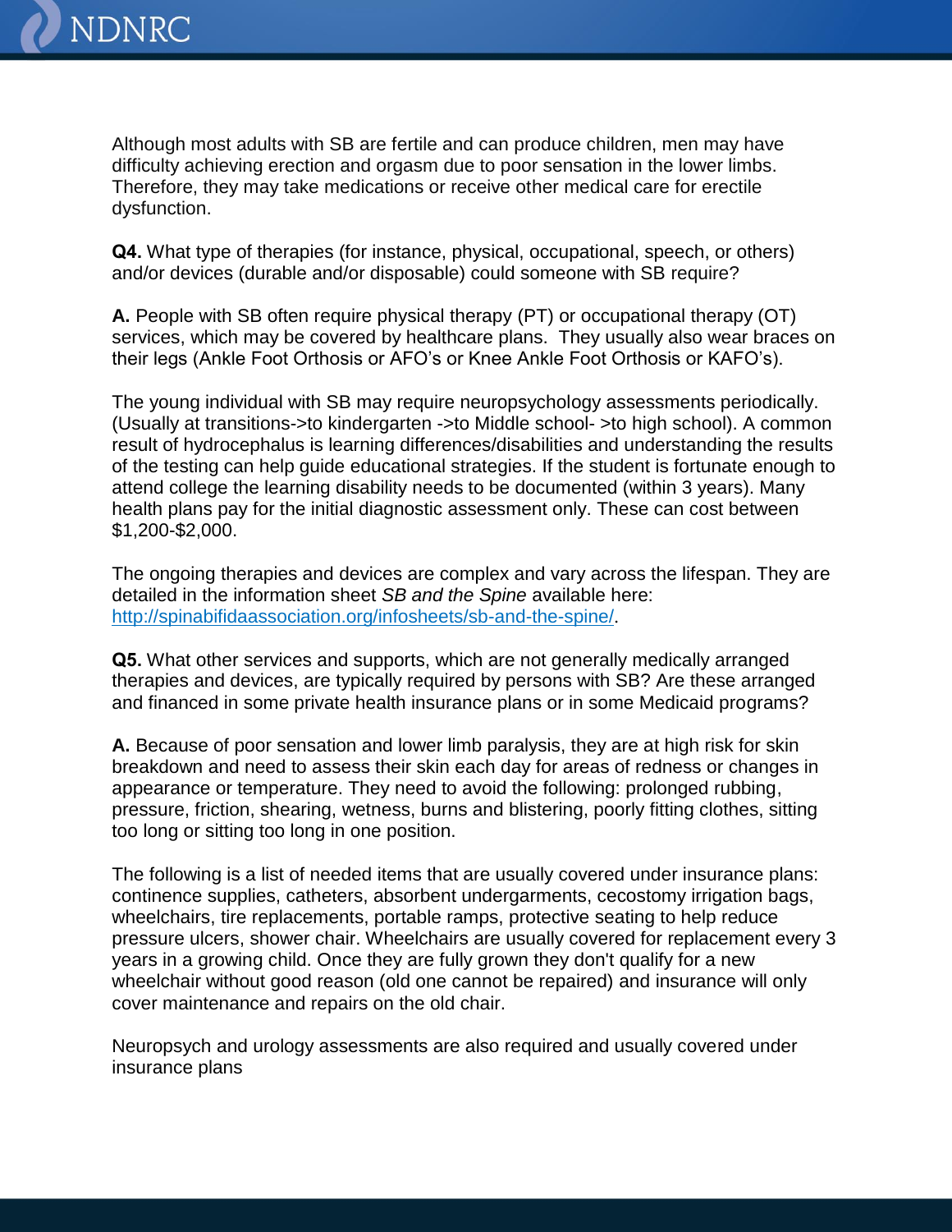Although most adults with SB are fertile and can produce children, men may have difficulty achieving erection and orgasm due to poor sensation in the lower limbs. Therefore, they may take medications or receive other medical care for erectile dysfunction.

**Q4.** What type of therapies (for instance, physical, occupational, speech, or others) and/or devices (durable and/or disposable) could someone with SB require?

**A.** People with SB often require physical therapy (PT) or occupational therapy (OT) services, which may be covered by healthcare plans. They usually also wear braces on their legs (Ankle Foot Orthosis or AFO's or Knee Ankle Foot Orthosis or KAFO's).

The young individual with SB may require neuropsychology assessments periodically. (Usually at transitions->to kindergarten ->to Middle school- >to high school). A common result of hydrocephalus is learning differences/disabilities and understanding the results of the testing can help guide educational strategies. If the student is fortunate enough to attend college the learning disability needs to be documented (within 3 years). Many health plans pay for the initial diagnostic assessment only. These can cost between $1,200-$2,000.

The ongoing therapies and devices are complex and vary across the lifespan. They are detailed in the information sheet *SB and the Spine* available here: [http://spinabifidaassociation.org/infosheets/sb-and-the-spine/](http://spinabifidaassociation.org/infosheets/sb-and-the-spine/).

**Q5.** What other services and supports, which are not generally medically arranged therapies and devices, are typically required by persons with SB? Are these arranged and financed in some private health insurance plans or in some Medicaid programs?

**A.** Because of poor sensation and lower limb paralysis, they are at high risk for skin breakdown and need to assess their skin each day for areas of redness or changes in appearance or temperature. They need to avoid the following: prolonged rubbing, pressure, friction, shearing, wetness, burns and blistering, poorly fitting clothes, sitting too long or sitting too long in one position.

The following is a list of needed items that are usually covered under insurance plans: continence supplies, catheters, absorbent undergarments, cecostomy irrigation bags, wheelchairs, tire replacements, portable ramps, protective seating to help reduce pressure ulcers, shower chair. Wheelchairs are usually covered for replacement every 3 years in a growing child. Once they are fully grown they don't qualify for a new wheelchair without good reason (old one cannot be repaired) and insurance will only cover maintenance and repairs on the old chair.

Neuropsych and urology assessments are also required and usually covered under insurance plans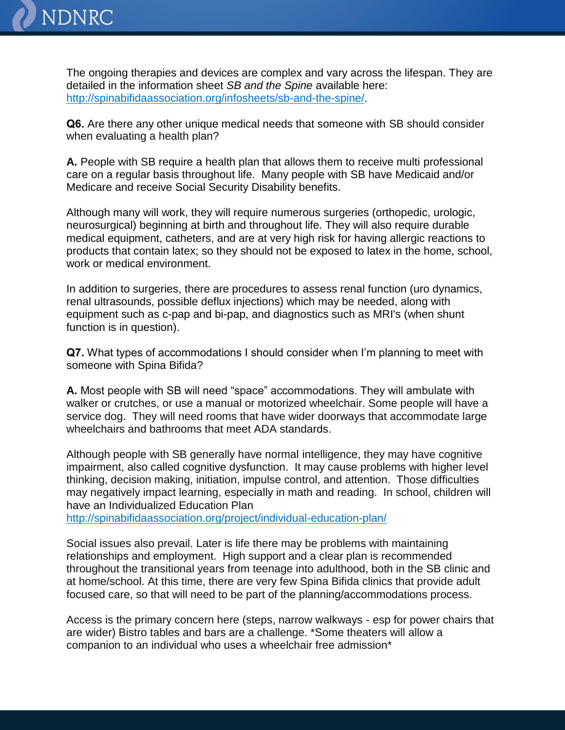The ongoing therapies and devices are complex and vary across the lifespan. They are detailed in the information sheet *SB and the Spine* available here: [http://spinabifidaassociation.org/infosheets/sb-and-the-spine/](http://spinabifidaassociation.org/infosheets/sb-and-the-spine/).

**Q6.** Are there any other unique medical needs that someone with SB should consider when evaluating a health plan?

**A.** People with SB require a health plan that allows them to receive multi professional care on a regular basis throughout life. Many people with SB have Medicaid and/or Medicare and receive Social Security Disability benefits.

Although many will work, they will require numerous surgeries (orthopedic, urologic, neurosurgical) beginning at birth and throughout life. They will also require durable medical equipment, catheters, and are at very high risk for having allergic reactions to products that contain latex; so they should not be exposed to latex in the home, school, work or medical environment.

In addition to surgeries, there are procedures to assess renal function (uro dynamics, renal ultrasounds, possible deflux injections) which may be needed, along with equipment such as c-pap and bi-pap, and diagnostics such as MRI's (when shunt function is in question).

**Q7.** What types of accommodations I should consider when I'm planning to meet with someone with Spina Bifida?

**A.** Most people with SB will need "space" accommodations. They will ambulate with walker or crutches, or use a manual or motorized wheelchair. Some people will have a service dog. They will need rooms that have wider doorways that accommodate large wheelchairs and bathrooms that meet ADA standards.

Although people with SB generally have normal intelligence, they may have cognitive impairment, also called cognitive dysfunction. It may cause problems with higher level thinking, decision making, initiation, impulse control, and attention. Those difficulties may negatively impact learning, especially in math and reading. In school, children will have an Individualized Education Plan [http://spinabifidaassociation.org/project/individual-education-plan/](http://spinabifidaassociation.org/project/individual-education-plan/)

Social issues also prevail. Later is life there may be problems with maintaining relationships and employment. High support and a clear plan is recommended throughout the transitional years from teenage into adulthood, both in the SB clinic and at home/school. At this time, there are very few Spina Bifida clinics that provide adult focused care, so that will need to be part of the planning/accommodations process.

Access is the primary concern here (steps, narrow walkways - esp for power chairs that are wider) Bistro tables and bars are a challenge. *Some theaters will allow a companion to an individual who uses a wheelchair free admission*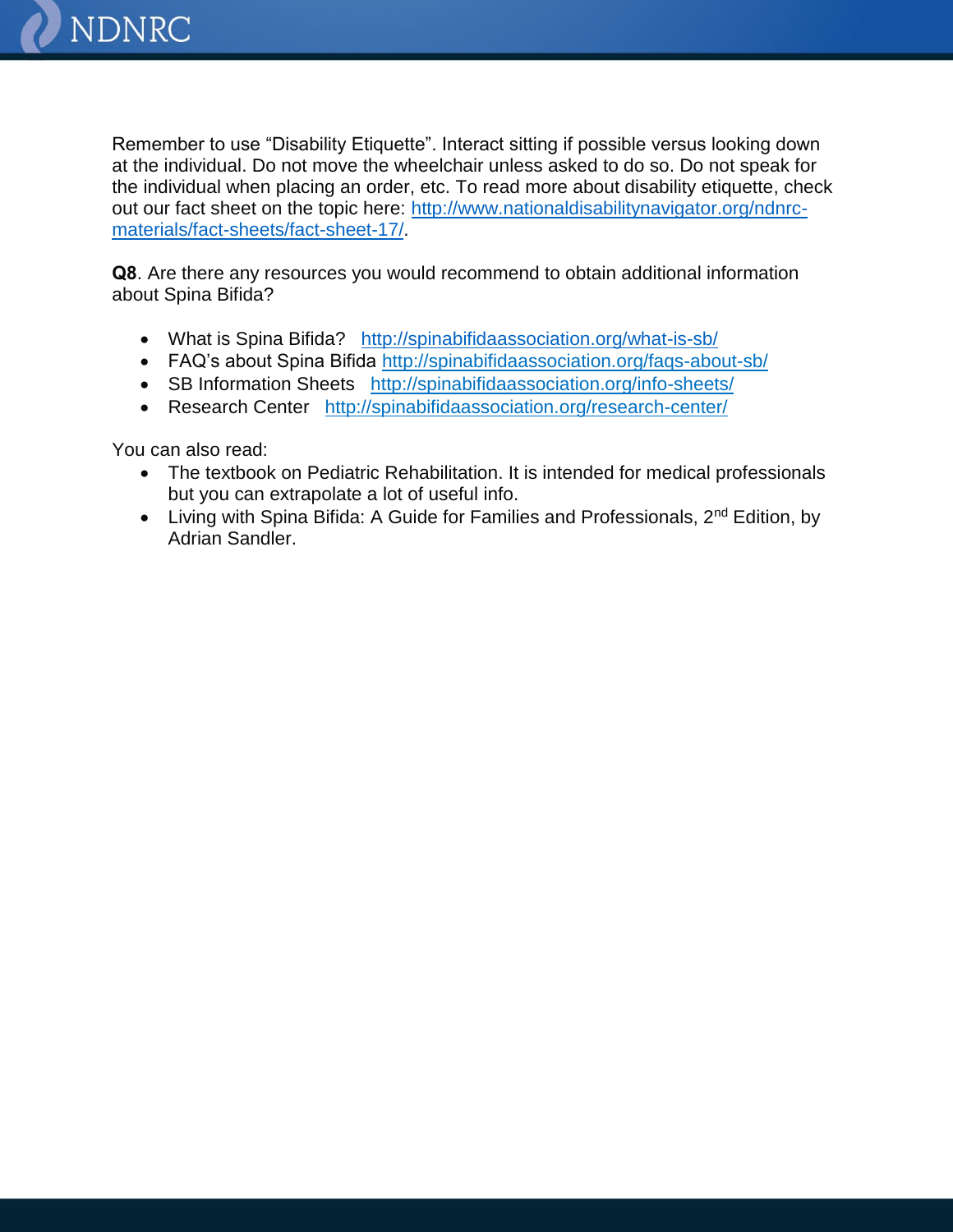Remember to use "Disability Etiquette". Interact sitting if possible versus looking down at the individual. Do not move the wheelchair unless asked to do so. Do not speak for the individual when placing an order, etc. To read more about disability etiquette, check out our fact sheet on the topic here: http://www.nationaldisabilitynavigator.org/ndnrc-materials/fact-sheets/fact-sheet-17/.

**Q8**. Are there any resources you would recommend to obtain additional information about Spina Bifida?

- What is Spina Bifida? http://spinabifidaassociation.org/what-is-sb/
- FAQ's about Spina Bifida http://spinabifidaassociation.org/faqs-about-sb/
- SB Information Sheets http://spinabifidaassociation.org/info-sheets/
- Research Center http://spinabifidaassociation.org/research-center/

You can also read:

- The textbook on Pediatric Rehabilitation. It is intended for medical professionals but you can extrapolate a lot of useful info.
- Living with Spina Bifida: A Guide for Families and Professionals, 2nd Edition, by Adrian Sandler.